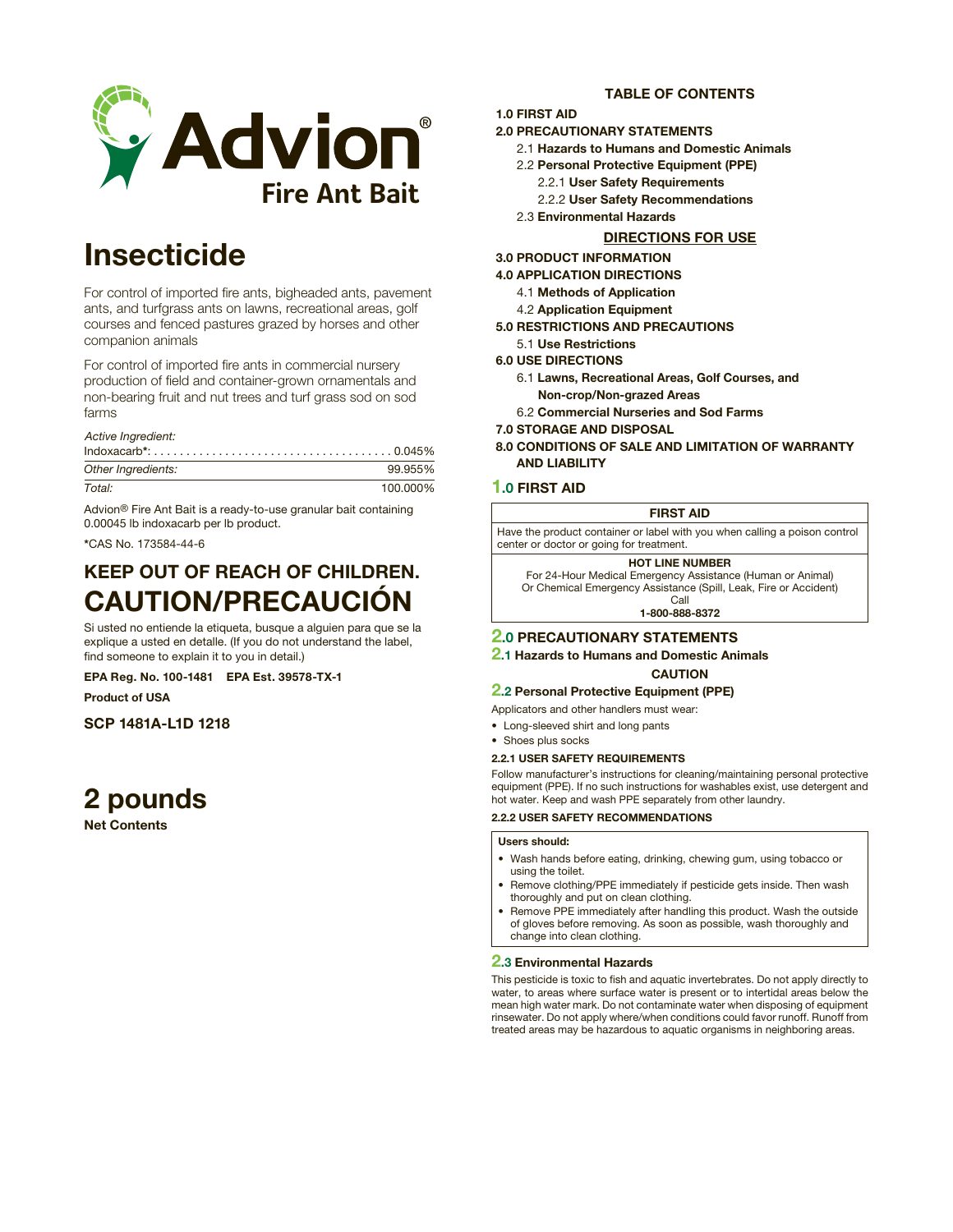# Advion®

## Fire Ant Bait

# Insecticide

For control of imported fire ants, bigheaded ants, pavement ants, and turfgrass ants on lawns, recreational areas, golf courses and fenced pastures grazed by horses and other companion animals

For control of imported fire ants in commercial nursery production of field and container-grown ornamentals and non-bearing fruit and nut trees and turf grass sod on sod farms

| *Active Ingredient:* | |
|---|---|
| Indoxacarb*: | 0.045% |
| *Other Ingredients:* | 99.955% |
| *Total:* | 100.000% |

Advion® Fire Ant Bait is a ready-to-use granular bait containing 0.00045 lb indoxacarb per lb product.

*CAS No. 173584-44-6

## KEEP OUT OF REACH OF CHILDREN.

# CAUTION/PRECAUCIÓN

Si usted no entiende la etiqueta, busque a alguien para que se la explique a usted en detalle. (If you do not understand the label, find someone to explain it to you in detail.)

**EPA Reg. No. 100-1481 EPA Est. 39578-TX-1**

**Product of USA**

**SCP 1481A-L1D 1218**

# 2 pounds

**Net Contents**

### TABLE OF CONTENTS

**1.0 FIRST AID**

**2.0 PRECAUTIONARY STATEMENTS**
- 2.1 **Hazards to Humans and Domestic Animals**
- 2.2 **Personal Protective Equipment (PPE)**
  - 2.2.1 **User Safety Requirements**
  - 2.2.2 **User Safety Recommendations**
- 2.3 **Environmental Hazards**

**DIRECTIONS FOR USE**

**3.0 PRODUCT INFORMATION**

**4.0 APPLICATION DIRECTIONS**
- 4.1 **Methods of Application**
- 4.2 **Application Equipment**

**5.0 RESTRICTIONS AND PRECAUTIONS**
- 5.1 **Use Restrictions**

**6.0 USE DIRECTIONS**
- 6.1 **Lawns, Recreational Areas, Golf Courses, and Non-crop/Non-grazed Areas**
- 6.2 **Commercial Nurseries and Sod Farms**

**7.0 STORAGE AND DISPOSAL**

**8.0 CONDITIONS OF SALE AND LIMITATION OF WARRANTY AND LIABILITY**

## 1.0 FIRST AID

| FIRST AID |
|---|
| Have the product container or label with you when calling a poison control center or doctor or going for treatment. |
| **HOT LINE NUMBER**<br>For 24-Hour Medical Emergency Assistance (Human or Animal)<br>Or Chemical Emergency Assistance (Spill, Leak, Fire or Accident)<br>Call<br>**1-800-888-8372** |

## 2.0 PRECAUTIONARY STATEMENTS

### 2.1 Hazards to Humans and Domestic Animals

**CAUTION**

### 2.2 Personal Protective Equipment (PPE)

Applicators and other handlers must wear:

- Long-sleeved shirt and long pants
- Shoes plus socks

#### 2.2.1 USER SAFETY REQUIREMENTS

Follow manufacturer's instructions for cleaning/maintaining personal protective equipment (PPE). If no such instructions for washables exist, use detergent and hot water. Keep and wash PPE separately from other laundry.

#### 2.2.2 USER SAFETY RECOMMENDATIONS

**Users should:**

- Wash hands before eating, drinking, chewing gum, using tobacco or using the toilet.
- Remove clothing/PPE immediately if pesticide gets inside. Then wash thoroughly and put on clean clothing.
- Remove PPE immediately after handling this product. Wash the outside of gloves before removing. As soon as possible, wash thoroughly and change into clean clothing.

### 2.3 Environmental Hazards

This pesticide is toxic to fish and aquatic invertebrates. Do not apply directly to water, to areas where surface water is present or to intertidal areas below the mean high water mark. Do not contaminate water when disposing of equipment rinsewater. Do not apply where/when conditions could favor runoff. Runoff from treated areas may be hazardous to aquatic organisms in neighboring areas.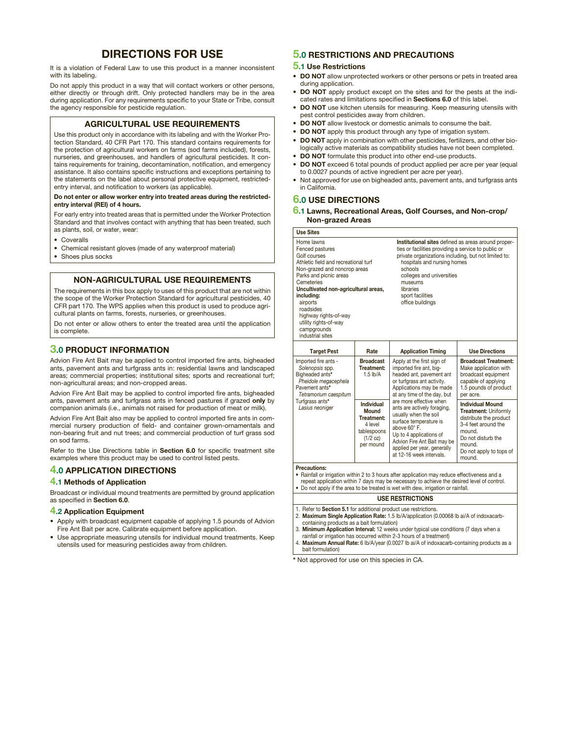# DIRECTIONS FOR USE

It is a violation of Federal Law to use this product in a manner inconsistent with its labeling.

Do not apply this product in a way that will contact workers or other persons, either directly or through drift. Only protected handlers may be in the area during application. For any requirements specific to your State or Tribe, consult the agency responsible for pesticide regulation.

## AGRICULTURAL USE REQUIREMENTS

Use this product only in accordance with its labeling and with the Worker Protection Standard, 40 CFR Part 170. This standard contains requirements for the protection of agricultural workers on farms (sod farms included), forests, nurseries, and greenhouses, and handlers of agricultural pesticides. It contains requirements for training, decontamination, notification, and emergency assistance. It also contains specific instructions and exceptions pertaining to the statements on the label about personal protective equipment, restricted-entry interval, and notification to workers (as applicable).

**Do not enter or allow worker entry into treated areas during the restricted-entry interval (REI) of 4 hours.**

For early entry into treated areas that is permitted under the Worker Protection Standard and that involves contact with anything that has been treated, such as plants, soil, or water, wear:

- Coveralls
- Chemical resistant gloves (made of any waterproof material)
- Shoes plus socks

## NON-AGRICULTURAL USE REQUIREMENTS

The requirements in this box apply to uses of this product that are not within the scope of the Worker Protection Standard for agricultural pesticides, 40 CFR part 170. The WPS applies when this product is used to produce agricultural plants on farms, forests, nurseries, or greenhouses.

Do not enter or allow others to enter the treated area until the application is complete.

## 3.0 PRODUCT INFORMATION

Advion Fire Ant Bait may be applied to control imported fire ants, bigheaded ants, pavement ants and turfgrass ants in: residential lawns and landscaped areas; commercial properties; institutional sites; sports and recreational turf; non-agricultural areas; and non-cropped areas.

Advion Fire Ant Bait may be applied to control imported fire ants, bigheaded ants, pavement ants and turfgrass ants in fenced pastures if grazed **only** by companion animals (i.e., animals not raised for production of meat or milk).

Advion Fire Ant Bait also may be applied to control imported fire ants in commercial nursery production of field- and container grown-ornamentals and non-bearing fruit and nut trees; and commercial production of turf grass sod on sod farms.

Refer to the Use Directions table in **Section 6.0** for specific treatment site examples where this product may be used to control listed pests.

## 4.0 APPLICATION DIRECTIONS

### 4.1 Methods of Application

Broadcast or individual mound treatments are permitted by ground application as specified in **Section 6.0**.

### 4.2 Application Equipment

- Apply with broadcast equipment capable of applying 1.5 pounds of Advion Fire Ant Bait per acre. Calibrate equipment before application.
- Use appropriate measuring utensils for individual mound treatments. Keep utensils used for measuring pesticides away from children.

## 5.0 RESTRICTIONS AND PRECAUTIONS

### 5.1 Use Restrictions

- **DO NOT** allow unprotected workers or other persons or pets in treated area during application.
- **DO NOT** apply product except on the sites and for the pests at the indicated rates and limitations specified in **Sections 6.0** of this label.
- **DO NOT** use kitchen utensils for measuring. Keep measuring utensils with pest control pesticides away from children.
- **DO NOT** allow livestock or domestic animals to consume the bait.
- **DO NOT** apply this product through any type of irrigation system.
- **DO NOT** apply in combination with other pesticides, fertilizers, and other biologically active materials as compatibility studies have not been completed.
- **DO NOT** formulate this product into other end-use products.
- **DO NOT** exceed 6 total pounds of product applied per acre per year (equal to 0.0027 pounds of active ingredient per acre per year).
- Not approved for use on bigheaded ants, pavement ants, and turfgrass ants in California.

## 6.0 USE DIRECTIONS

### 6.1 Lawns, Recreational Areas, Golf Courses, and Non-crop/ Non-grazed Areas

**Use Sites**

Home lawns
Fenced pastures
Golf courses
Athletic field and recreational turf
Non-grazed and noncrop areas
Parks and picnic areas
Cemeteries
**Uncultivated non-agricultural areas, including:**
- airports
- roadsides
- highway rights-of-way
- utility rights-of-way
- campgrounds
- industrial sites

**Institutional sites** defined as areas around properties or facilities providing a service to public or private organizations including, but not limited to:
- hospitals and nursing homes
- schools
- colleges and universities
- museums
- libraries
- sport facilities
- office buildings

| Target Pest | Rate | Application Timing | Use Directions |
|---|---|---|---|
| Imported fire ants - *Solenopsis* spp.<br>Bigheaded ants* *Pheidole megacephela*<br>Pavement ants* *Tetramorium caespitum*<br>Turfgrass ants* *Lasius neoniger* | **Broadcast Treatment:** 1.5 lb/A | Apply at the first sign of imported fire ant, bigheaded ant, pavement ant or turfgrass ant activity. Applications may be made at any time of the day, but are more effective when ants are actively foraging, usually when the soil surface temperature is above 60° F.<br>Up to 4 applications of Advion Fire Ant Bait may be applied per year, generally at 12-16 week intervals. | **Broadcast Treatment:** Make application with broadcast equipment capable of applying 1.5 pounds of product per acre. |
| | **Individual Mound Treatment:** 4 level tablespoons (1/2 oz) per mound | | **Individual Mound Treatment:** Uniformly distribute the product 3-4 feet around the mound.<br>Do not disturb the mound.<br>Do not apply to tops of mound. |

**Precautions:**

- Rainfall or irrigation within 2 to 3 hours after application may reduce effectiveness and a repeat application within 7 days may be necessary to achieve the desired level of control.
- Do not apply if the area to be treated is wet with dew, irrigation or rainfall.

**USE RESTRICTIONS**

1. Refer to **Section 5.1** for additional product use restrictions.
2. **Maximum Single Application Rate:** 1.5 lb/A/application (0.00068 lb ai/A of indoxacarb-containing products as a bait formulation)
3. **Minimum Application Interval:** 12 weeks under typical use conditions (7 days when a rainfall or irrigation has occurred within 2-3 hours of a treatment)
4. **Maximum Annual Rate:** 6 lb/A/year (0.0027 lb ai/A of indoxacarb-containing products as a bait formulation)

\* Not approved for use on this species in CA.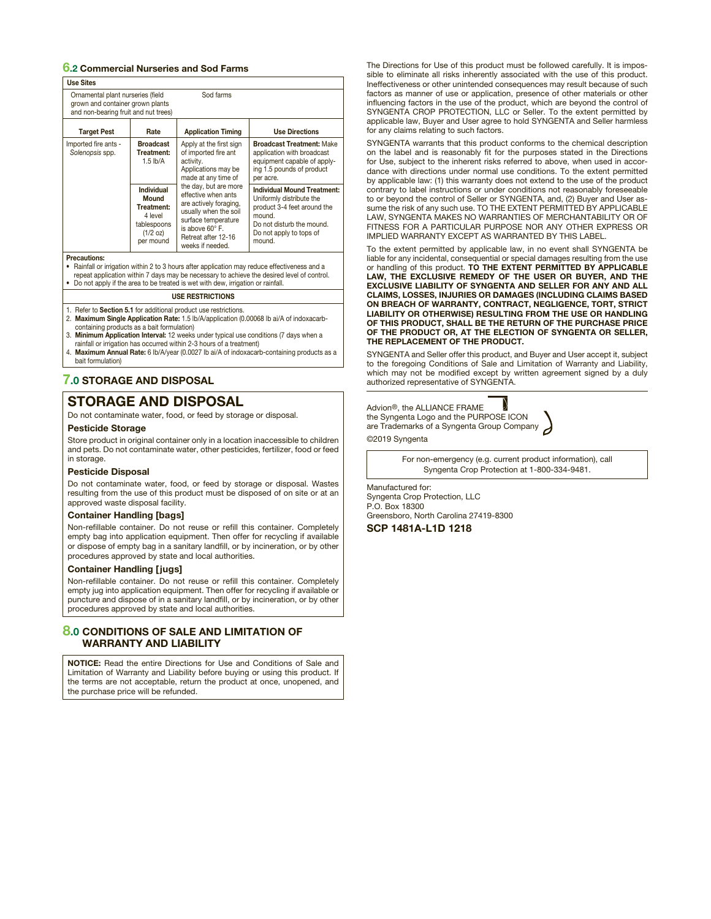## 6.2 Commercial Nurseries and Sod Farms

| Use Sites | | | |
|---|---|---|---|
| Ornamental plant nurseries (field grown and container grown plants and non-bearing fruit and nut trees) | Sod farms | | |
| **Target Pest** | **Rate** | **Application Timing** | **Use Directions** |
| Imported fire ants - *Solenopsis* spp. | **Broadcast Treatment:** 1.5 lb/A | Apply at the first sign of imported fire ant activity. Applications may be made at any time of the day, but are more effective when ants are actively foraging, usually when the soil surface temperature is above 60° F. Retreat after 12-16 weeks if needed. | **Broadcast Treatment:** Make application with broadcast equipment capable of applying 1.5 pounds of product per acre. |
| | **Individual Mound Treatment:** 4 level tablespoons (1/2 oz) per mound | | **Individual Mound Treatment:** Uniformly distribute the product 3-4 feet around the mound. Do not disturb the mound. Do not apply to tops of mound. |

**Precautions:**
- Rainfall or irrigation within 2 to 3 hours after application may reduce effectiveness and a repeat application within 7 days may be necessary to achieve the desired level of control.
- Do not apply if the area to be treated is wet with dew, irrigation or rainfall.

**USE RESTRICTIONS**

1. Refer to **Section 5.1** for additional product use restrictions.
2. **Maximum Single Application Rate:** 1.5 lb/A/application (0.00068 lb ai/A of indoxacarb-containing products as a bait formulation)
3. **Minimum Application Interval:** 12 weeks under typical use conditions (7 days when a rainfall or irrigation has occurred within 2-3 hours of a treatment)
4. **Maximum Annual Rate:** 6 lb/A/year (0.0027 lb ai/A of indoxacarb-containing products as a bait formulation)

## 7.0 STORAGE AND DISPOSAL

### STORAGE AND DISPOSAL

Do not contaminate water, food, or feed by storage or disposal.

#### Pesticide Storage

Store product in original container only in a location inaccessible to children and pets. Do not contaminate water, other pesticides, fertilizer, food or feed in storage.

#### Pesticide Disposal

Do not contaminate water, food, or feed by storage or disposal. Wastes resulting from the use of this product must be disposed of on site or at an approved waste disposal facility.

#### Container Handling [bags]

Non-refillable container. Do not reuse or refill this container. Completely empty bag into application equipment. Then offer for recycling if available or dispose of empty bag in a sanitary landfill, or by incineration, or by other procedures approved by state and local authorities.

#### Container Handling [jugs]

Non-refillable container. Do not reuse or refill this container. Completely empty jug into application equipment. Then offer for recycling if available or puncture and dispose of in a sanitary landfill, or by incineration, or by other procedures approved by state and local authorities.

## 8.0 CONDITIONS OF SALE AND LIMITATION OF WARRANTY AND LIABILITY

**NOTICE:** Read the entire Directions for Use and Conditions of Sale and Limitation of Warranty and Liability before buying or using this product. If the terms are not acceptable, return the product at once, unopened, and the purchase price will be refunded.

The Directions for Use of this product must be followed carefully. It is impossible to eliminate all risks inherently associated with the use of this product. Ineffectiveness or other unintended consequences may result because of such factors as manner of use or application, presence of other materials or other influencing factors in the use of the product, which are beyond the control of SYNGENTA CROP PROTECTION, LLC or Seller. To the extent permitted by applicable law, Buyer and User agree to hold SYNGENTA and Seller harmless for any claims relating to such factors.

SYNGENTA warrants that this product conforms to the chemical description on the label and is reasonably fit for the purposes stated in the Directions for Use, subject to the inherent risks referred to above, when used in accordance with directions under normal use conditions. To the extent permitted by applicable law: (1) this warranty does not extend to the use of the product contrary to label instructions or under conditions not reasonably foreseeable to or beyond the control of Seller or SYNGENTA, and, (2) Buyer and User assume the risk of any such use. TO THE EXTENT PERMITTED BY APPLICABLE LAW, SYNGENTA MAKES NO WARRANTIES OF MERCHANTABILITY OR OF FITNESS FOR A PARTICULAR PURPOSE NOR ANY OTHER EXPRESS OR IMPLIED WARRANTY EXCEPT AS WARRANTED BY THIS LABEL.

To the extent permitted by applicable law, in no event shall SYNGENTA be liable for any incidental, consequential or special damages resulting from the use or handling of this product. **TO THE EXTENT PERMITTED BY APPLICABLE LAW, THE EXCLUSIVE REMEDY OF THE USER OR BUYER, AND THE EXCLUSIVE LIABILITY OF SYNGENTA AND SELLER FOR ANY AND ALL CLAIMS, LOSSES, INJURIES OR DAMAGES (INCLUDING CLAIMS BASED ON BREACH OF WARRANTY, CONTRACT, NEGLIGENCE, TORT, STRICT LIABILITY OR OTHERWISE) RESULTING FROM THE USE OR HANDLING OF THIS PRODUCT, SHALL BE THE RETURN OF THE PURCHASE PRICE OF THE PRODUCT OR, AT THE ELECTION OF SYNGENTA OR SELLER, THE REPLACEMENT OF THE PRODUCT.**

SYNGENTA and Seller offer this product, and Buyer and User accept it, subject to the foregoing Conditions of Sale and Limitation of Warranty and Liability, which may not be modified except by written agreement signed by a duly authorized representative of SYNGENTA.

Advion®, the ALLIANCE FRAME the Syngenta Logo and the PURPOSE ICON are Trademarks of a Syngenta Group Company

©2019 Syngenta

For non-emergency (e.g. current product information), call Syngenta Crop Protection at 1-800-334-9481.

Manufactured for:
Syngenta Crop Protection, LLC
P.O. Box 18300
Greensboro, North Carolina 27419-8300

**SCP 1481A-L1D 1218**